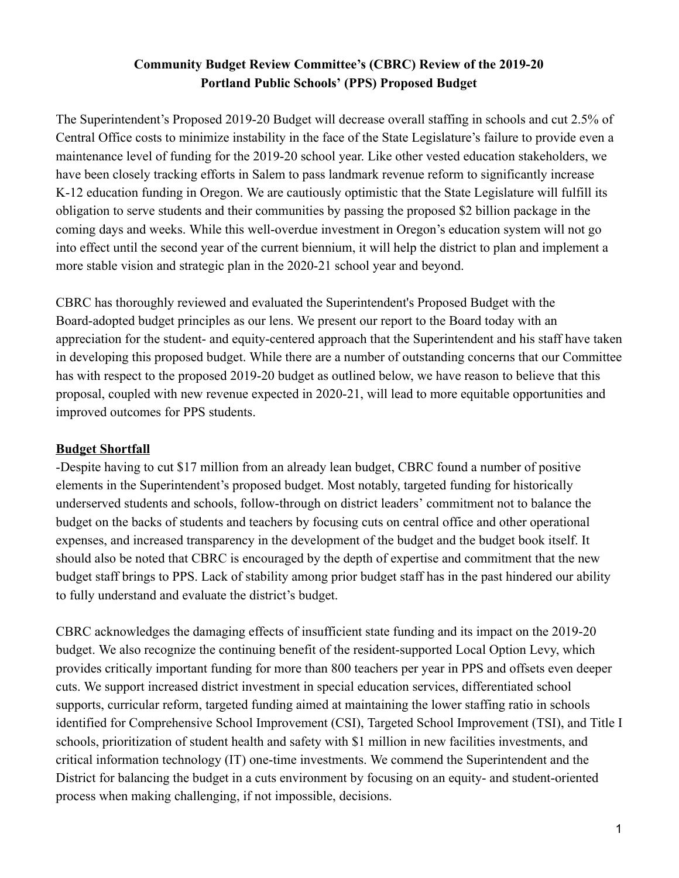# Community Budget Review Committee's (CBRC) Review of the 2019-20 Portland Public Schools' (PPS) Proposed Budget

The Superintendent's Proposed 2019-20 Budget will decrease overall staffing in schools and cut 2.5% of Central Office costs to minimize instability in the face of the State Legislature's failure to provide even a maintenance level of funding for the 2019-20 school year. Like other vested education stakeholders, we have been closely tracking efforts in Salem to pass landmark revenue reform to significantly increase K-12 education funding in Oregon. We are cautiously optimistic that the State Legislature will fulfill its obligation to serve students and their communities by passing the proposed $2 billion package in the coming days and weeks. While this well-overdue investment in Oregon's education system will not go into effect until the second year of the current biennium, it will help the district to plan and implement a more stable vision and strategic plan in the 2020-21 school year and beyond.

CBRC has thoroughly reviewed and evaluated the Superintendent's Proposed Budget with the Board-adopted budget principles as our lens. We present our report to the Board today with an appreciation for the student- and equity-centered approach that the Superintendent and his staff have taken in developing this proposed budget. While there are a number of outstanding concerns that our Committee has with respect to the proposed 2019-20 budget as outlined below, we have reason to believe that this proposal, coupled with new revenue expected in 2020-21, will lead to more equitable opportunities and improved outcomes for PPS students.

## <u>Budget Shortfall</u>

-Despite having to cut $17 million from an already lean budget, CBRC found a number of positive elements in the Superintendent's proposed budget. Most notably, targeted funding for historically underserved students and schools, follow-through on district leaders' commitment not to balance the budget on the backs of students and teachers by focusing cuts on central office and other operational expenses, and increased transparency in the development of the budget and the budget book itself. It should also be noted that CBRC is encouraged by the depth of expertise and commitment that the new budget staff brings to PPS. Lack of stability among prior budget staff has in the past hindered our ability to fully understand and evaluate the district's budget.

CBRC acknowledges the damaging effects of insufficient state funding and its impact on the 2019-20 budget. We also recognize the continuing benefit of the resident-supported Local Option Levy, which provides critically important funding for more than 800 teachers per year in PPS and offsets even deeper cuts. We support increased district investment in special education services, differentiated school supports, curricular reform, targeted funding aimed at maintaining the lower staffing ratio in schools identified for Comprehensive School Improvement (CSI), Targeted School Improvement (TSI), and Title I schools, prioritization of student health and safety with $1 million in new facilities investments, and critical information technology (IT) one-time investments. We commend the Superintendent and the District for balancing the budget in a cuts environment by focusing on an equity- and student-oriented process when making challenging, if not impossible, decisions.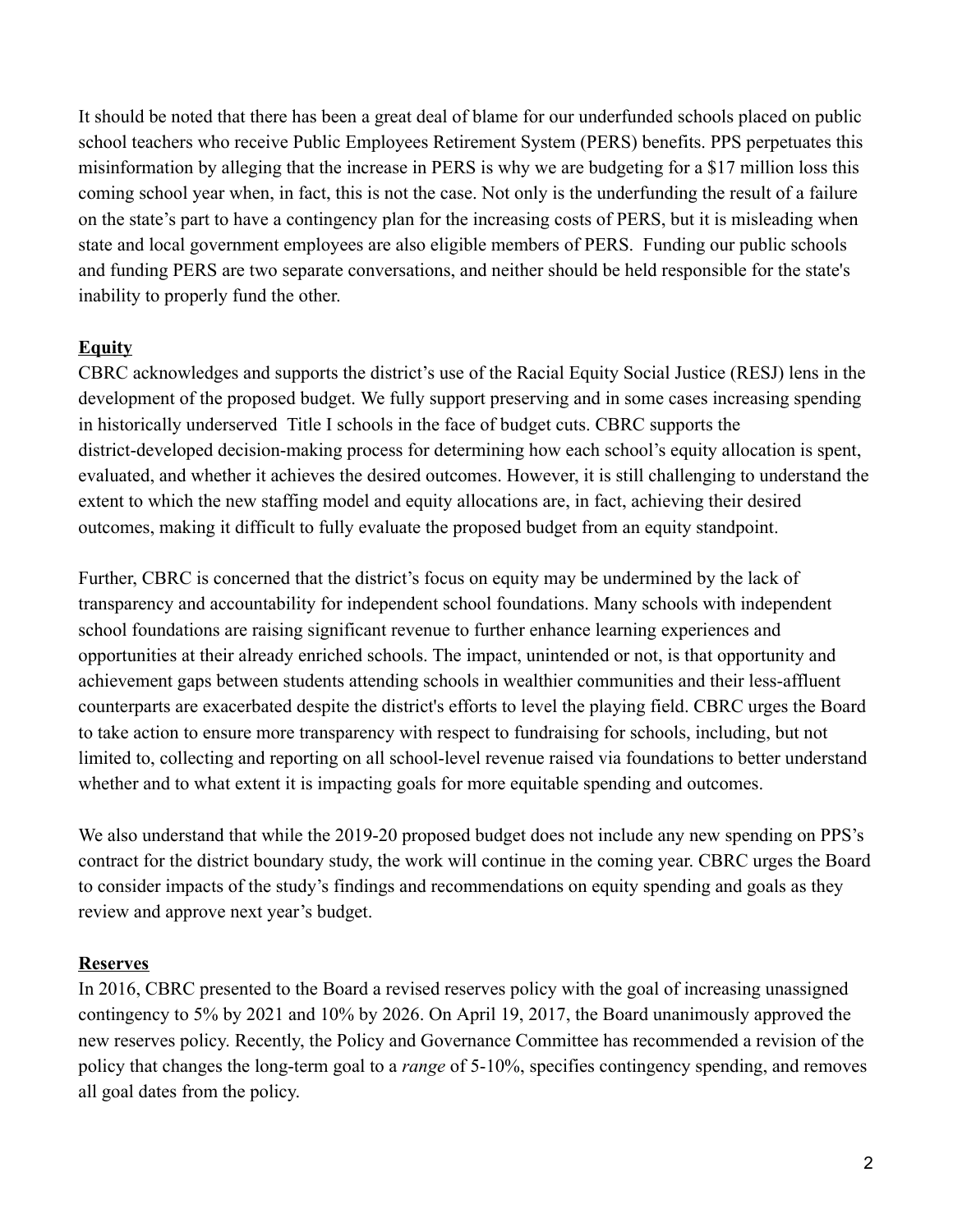It should be noted that there has been a great deal of blame for our underfunded schools placed on public school teachers who receive Public Employees Retirement System (PERS) benefits. PPS perpetuates this misinformation by alleging that the increase in PERS is why we are budgeting for a $17 million loss this coming school year when, in fact, this is not the case. Not only is the underfunding the result of a failure on the state's part to have a contingency plan for the increasing costs of PERS, but it is misleading when state and local government employees are also eligible members of PERS. Funding our public schools and funding PERS are two separate conversations, and neither should be held responsible for the state's inability to properly fund the other.

**Equity**

CBRC acknowledges and supports the district's use of the Racial Equity Social Justice (RESJ) lens in the development of the proposed budget. We fully support preserving and in some cases increasing spending in historically underserved Title I schools in the face of budget cuts. CBRC supports the district-developed decision-making process for determining how each school's equity allocation is spent, evaluated, and whether it achieves the desired outcomes. However, it is still challenging to understand the extent to which the new staffing model and equity allocations are, in fact, achieving their desired outcomes, making it difficult to fully evaluate the proposed budget from an equity standpoint.

Further, CBRC is concerned that the district's focus on equity may be undermined by the lack of transparency and accountability for independent school foundations. Many schools with independent school foundations are raising significant revenue to further enhance learning experiences and opportunities at their already enriched schools. The impact, unintended or not, is that opportunity and achievement gaps between students attending schools in wealthier communities and their less-affluent counterparts are exacerbated despite the district's efforts to level the playing field. CBRC urges the Board to take action to ensure more transparency with respect to fundraising for schools, including, but not limited to, collecting and reporting on all school-level revenue raised via foundations to better understand whether and to what extent it is impacting goals for more equitable spending and outcomes.

We also understand that while the 2019-20 proposed budget does not include any new spending on PPS's contract for the district boundary study, the work will continue in the coming year. CBRC urges the Board to consider impacts of the study's findings and recommendations on equity spending and goals as they review and approve next year's budget.

**Reserves**

In 2016, CBRC presented to the Board a revised reserves policy with the goal of increasing unassigned contingency to 5% by 2021 and 10% by 2026. On April 19, 2017, the Board unanimously approved the new reserves policy. Recently, the Policy and Governance Committee has recommended a revision of the policy that changes the long-term goal to a *range* of 5-10%, specifies contingency spending, and removes all goal dates from the policy.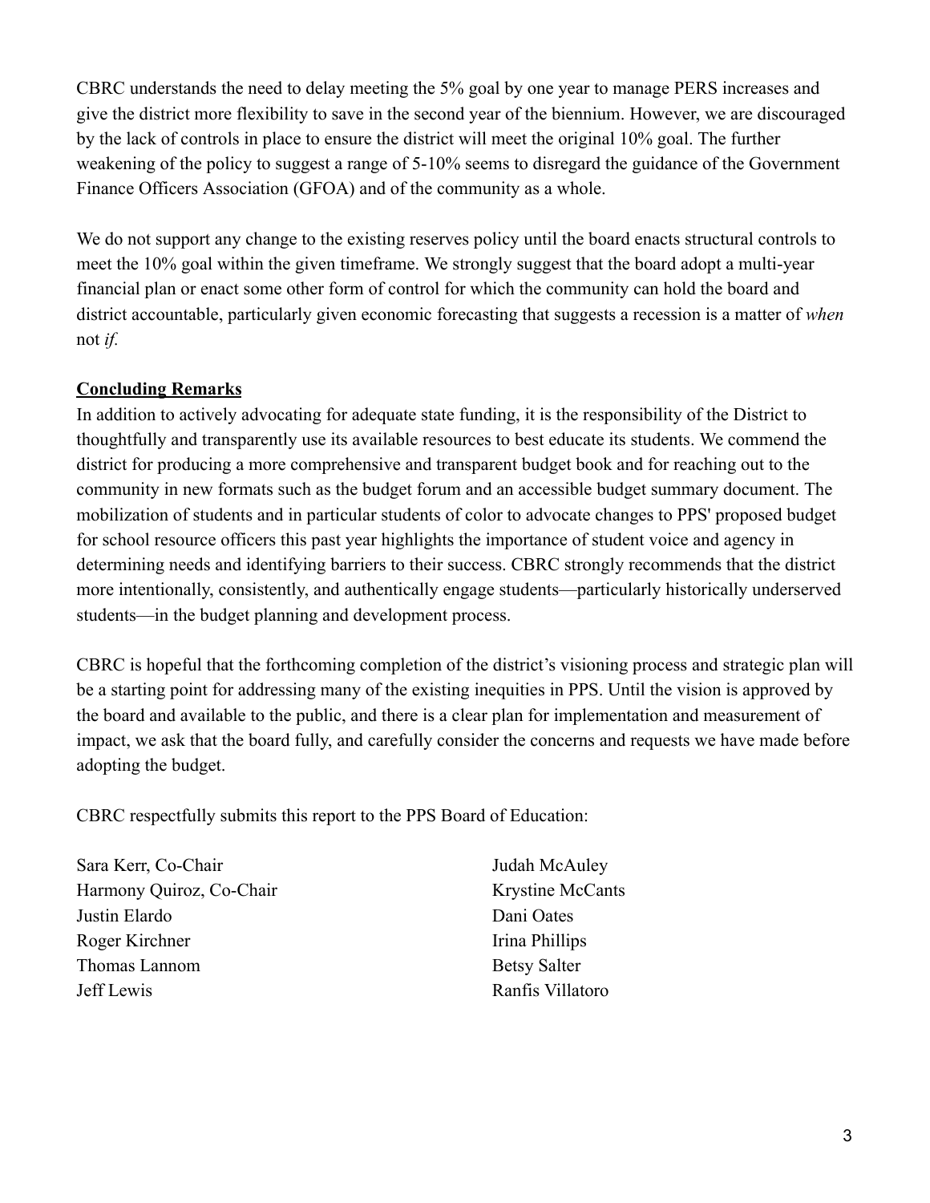CBRC understands the need to delay meeting the 5% goal by one year to manage PERS increases and give the district more flexibility to save in the second year of the biennium. However, we are discouraged by the lack of controls in place to ensure the district will meet the original 10% goal. The further weakening of the policy to suggest a range of 5-10% seems to disregard the guidance of the Government Finance Officers Association (GFOA) and of the community as a whole.

We do not support any change to the existing reserves policy until the board enacts structural controls to meet the 10% goal within the given timeframe. We strongly suggest that the board adopt a multi-year financial plan or enact some other form of control for which the community can hold the board and district accountable, particularly given economic forecasting that suggests a recession is a matter of *when* not *if.*

**Concluding Remarks**

In addition to actively advocating for adequate state funding, it is the responsibility of the District to thoughtfully and transparently use its available resources to best educate its students. We commend the district for producing a more comprehensive and transparent budget book and for reaching out to the community in new formats such as the budget forum and an accessible budget summary document. The mobilization of students and in particular students of color to advocate changes to PPS' proposed budget for school resource officers this past year highlights the importance of student voice and agency in determining needs and identifying barriers to their success. CBRC strongly recommends that the district more intentionally, consistently, and authentically engage students—particularly historically underserved students—in the budget planning and development process.

CBRC is hopeful that the forthcoming completion of the district's visioning process and strategic plan will be a starting point for addressing many of the existing inequities in PPS. Until the vision is approved by the board and available to the public, and there is a clear plan for implementation and measurement of impact, we ask that the board fully, and carefully consider the concerns and requests we have made before adopting the budget.

CBRC respectfully submits this report to the PPS Board of Education:

Sara Kerr, Co-Chair
Harmony Quiroz, Co-Chair
Justin Elardo
Roger Kirchner
Thomas Lannom
Jeff Lewis
Judah McAuley
Krystine McCants
Dani Oates
Irina Phillips
Betsy Salter
Ranfis Villatoro